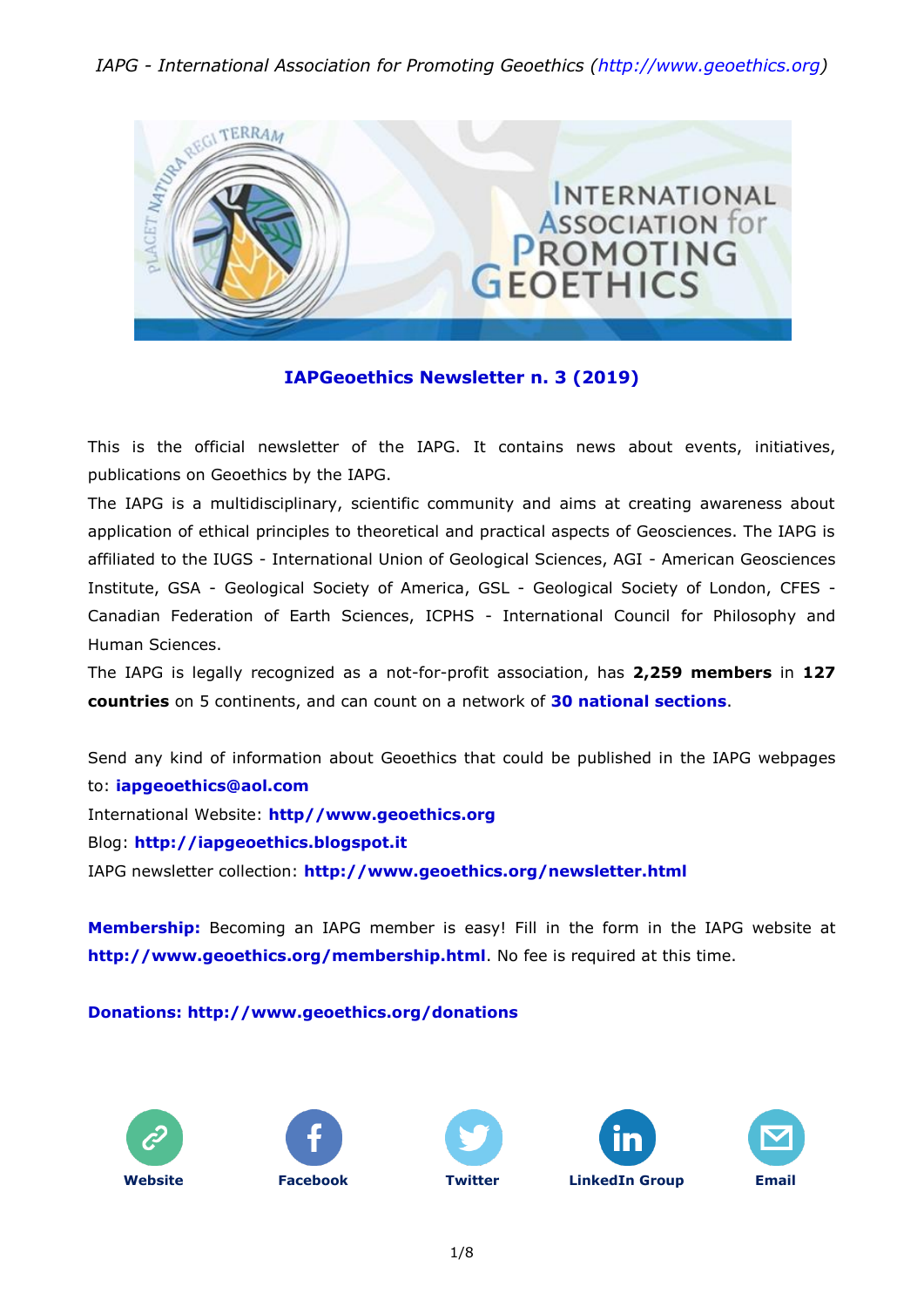**IAPGeoethics Newsletter n. 3 (2019)**

This is the official newsletter of the IAPG. It contains news about events, initiatives, publications on Geoethics by the IAPG.

The IAPG is a multidisciplinary, scientific community and aims at creating awareness about application of ethical principles to theoretical and practical aspects of Geosciences. The IAPG is affiliated to the IUGS - International Union of Geological Sciences, AGI - American Geosciences Institute, GSA - Geological Society of America, GSL - Geological Society of London, CFES - Canadian Federation of Earth Sciences, ICPHS - International Council for Philosophy and Human Sciences.

The IAPG is legally recognized as a not-for-profit association, has **2,259 members** in **127 countries** on 5 continents, and can count on a network of **30 national sections**.

Send any kind of information about Geoethics that could be published in the IAPG webpages to: **iapgeoethics@aol.com**

International Website: **http//www.geoethics.org**

Blog: **http://iapgeoethics.blogspot.it**

IAPG newsletter collection: **http://www.geoethics.org/newsletter.html**

**Membership:** Becoming an IAPG member is easy! Fill in the form in the IAPG website at **http://www.geoethics.org/membership.html**. No fee is required at this time.

**Donations: http://www.geoethics.org/donations**

**Website** **Facebook** **Twitter** **LinkedIn Group** **Email**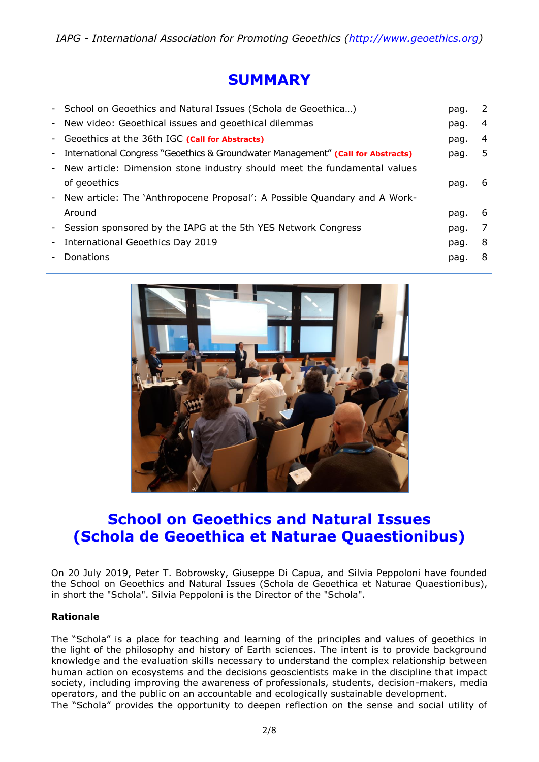# SUMMARY

| | |
|---|---|
| - School on Geoethics and Natural Issues (Schola de Geoethica…) | pag. 2 |
| - New video: Geoethical issues and geoethical dilemmas | pag. 4 |
| - Geoethics at the 36th IGC **(Call for Abstracts)** | pag. 4 |
| - International Congress "Geoethics & Groundwater Management" **(Call for Abstracts)** | pag. 5 |
| - New article: Dimension stone industry should meet the fundamental values of geoethics | pag. 6 |
| - New article: The 'Anthropocene Proposal': A Possible Quandary and A Work-Around | pag. 6 |
| - Session sponsored by the IAPG at the 5th YES Network Congress | pag. 7 |
| - International Geoethics Day 2019 | pag. 8 |
| - Donations | pag. 8 |

# School on Geoethics and Natural Issues (Schola de Geoethica et Naturae Quaestionibus)

On 20 July 2019, Peter T. Bobrowsky, Giuseppe Di Capua, and Silvia Peppoloni have founded the School on Geoethics and Natural Issues (Schola de Geoethica et Naturae Quaestionibus), in short the "Schola". Silvia Peppoloni is the Director of the "Schola".

**Rationale**

The "Schola" is a place for teaching and learning of the principles and values of geoethics in the light of the philosophy and history of Earth sciences. The intent is to provide background knowledge and the evaluation skills necessary to understand the complex relationship between human action on ecosystems and the decisions geoscientists make in the discipline that impact society, including improving the awareness of professionals, students, decision-makers, media operators, and the public on an accountable and ecologically sustainable development.
The "Schola" provides the opportunity to deepen reflection on the sense and social utility of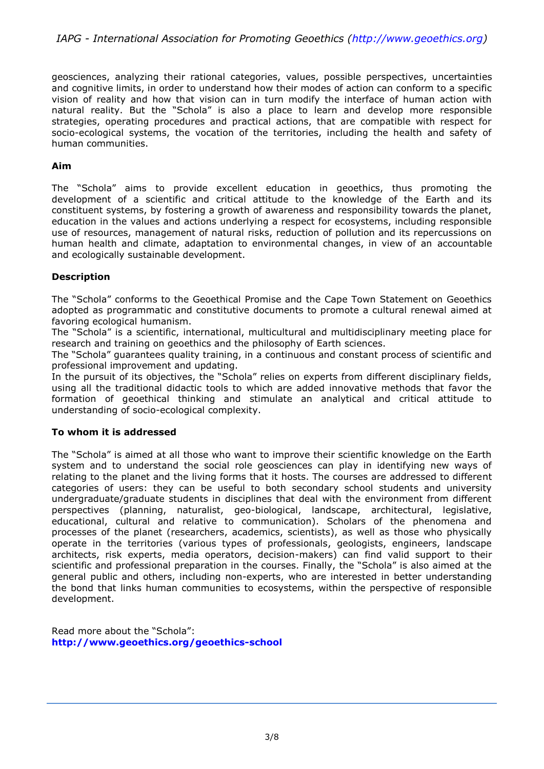geosciences, analyzing their rational categories, values, possible perspectives, uncertainties and cognitive limits, in order to understand how their modes of action can conform to a specific vision of reality and how that vision can in turn modify the interface of human action with natural reality. But the "Schola" is also a place to learn and develop more responsible strategies, operating procedures and practical actions, that are compatible with respect for socio-ecological systems, the vocation of the territories, including the health and safety of human communities.

**Aim**

The "Schola" aims to provide excellent education in geoethics, thus promoting the development of a scientific and critical attitude to the knowledge of the Earth and its constituent systems, by fostering a growth of awareness and responsibility towards the planet, education in the values and actions underlying a respect for ecosystems, including responsible use of resources, management of natural risks, reduction of pollution and its repercussions on human health and climate, adaptation to environmental changes, in view of an accountable and ecologically sustainable development.

**Description**

The "Schola" conforms to the Geoethical Promise and the Cape Town Statement on Geoethics adopted as programmatic and constitutive documents to promote a cultural renewal aimed at favoring ecological humanism.
The "Schola" is a scientific, international, multicultural and multidisciplinary meeting place for research and training on geoethics and the philosophy of Earth sciences.
The "Schola" guarantees quality training, in a continuous and constant process of scientific and professional improvement and updating.
In the pursuit of its objectives, the "Schola" relies on experts from different disciplinary fields, using all the traditional didactic tools to which are added innovative methods that favor the formation of geoethical thinking and stimulate an analytical and critical attitude to understanding of socio-ecological complexity.

**To whom it is addressed**

The "Schola" is aimed at all those who want to improve their scientific knowledge on the Earth system and to understand the social role geosciences can play in identifying new ways of relating to the planet and the living forms that it hosts. The courses are addressed to different categories of users: they can be useful to both secondary school students and university undergraduate/graduate students in disciplines that deal with the environment from different perspectives (planning, naturalist, geo-biological, landscape, architectural, legislative, educational, cultural and relative to communication). Scholars of the phenomena and processes of the planet (researchers, academics, scientists), as well as those who physically operate in the territories (various types of professionals, geologists, engineers, landscape architects, risk experts, media operators, decision-makers) can find valid support to their scientific and professional preparation in the courses. Finally, the "Schola" is also aimed at the general public and others, including non-experts, who are interested in better understanding the bond that links human communities to ecosystems, within the perspective of responsible development.

Read more about the "Schola":
**http://www.geoethics.org/geoethics-school**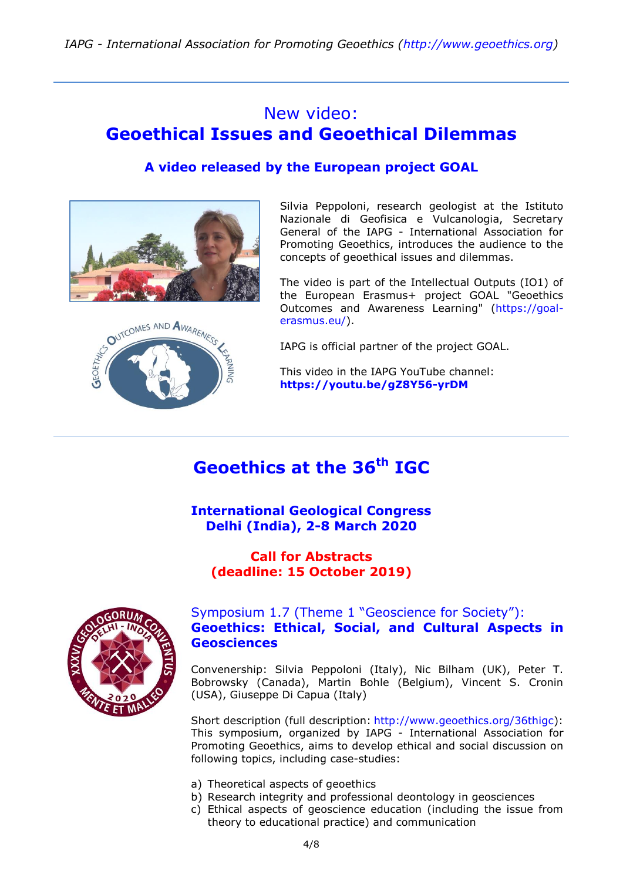## New video:
## Geoethical Issues and Geoethical Dilemmas

### A video released by the European project GOAL

Silvia Peppoloni, research geologist at the Istituto Nazionale di Geofisica e Vulcanologia, Secretary General of the IAPG - International Association for Promoting Geoethics, introduces the audience to the concepts of geoethical issues and dilemmas.

The video is part of the Intellectual Outputs (IO1) of the European Erasmus+ project GOAL "Geoethics Outcomes and Awareness Learning" (https://goal-erasmus.eu/).

IAPG is official partner of the project GOAL.

This video in the IAPG YouTube channel:
**https://youtu.be/gZ8Y56-yrDM**

---

## Geoethics at the 36th IGC

### International Geological Congress
### Delhi (India), 2-8 March 2020

**Call for Abstracts**
**(deadline: 15 October 2019)**

### Symposium 1.7 (Theme 1 "Geoscience for Society"):
### Geoethics: Ethical, Social, and Cultural Aspects in Geosciences

Convenership: Silvia Peppoloni (Italy), Nic Bilham (UK), Peter T. Bobrowsky (Canada), Martin Bohle (Belgium), Vincent S. Cronin (USA), Giuseppe Di Capua (Italy)

Short description (full description: http://www.geoethics.org/36thigc):
This symposium, organized by IAPG - International Association for Promoting Geoethics, aims to develop ethical and social discussion on following topics, including case-studies:

a) Theoretical aspects of geoethics
b) Research integrity and professional deontology in geosciences
c) Ethical aspects of geoscience education (including the issue from theory to educational practice) and communication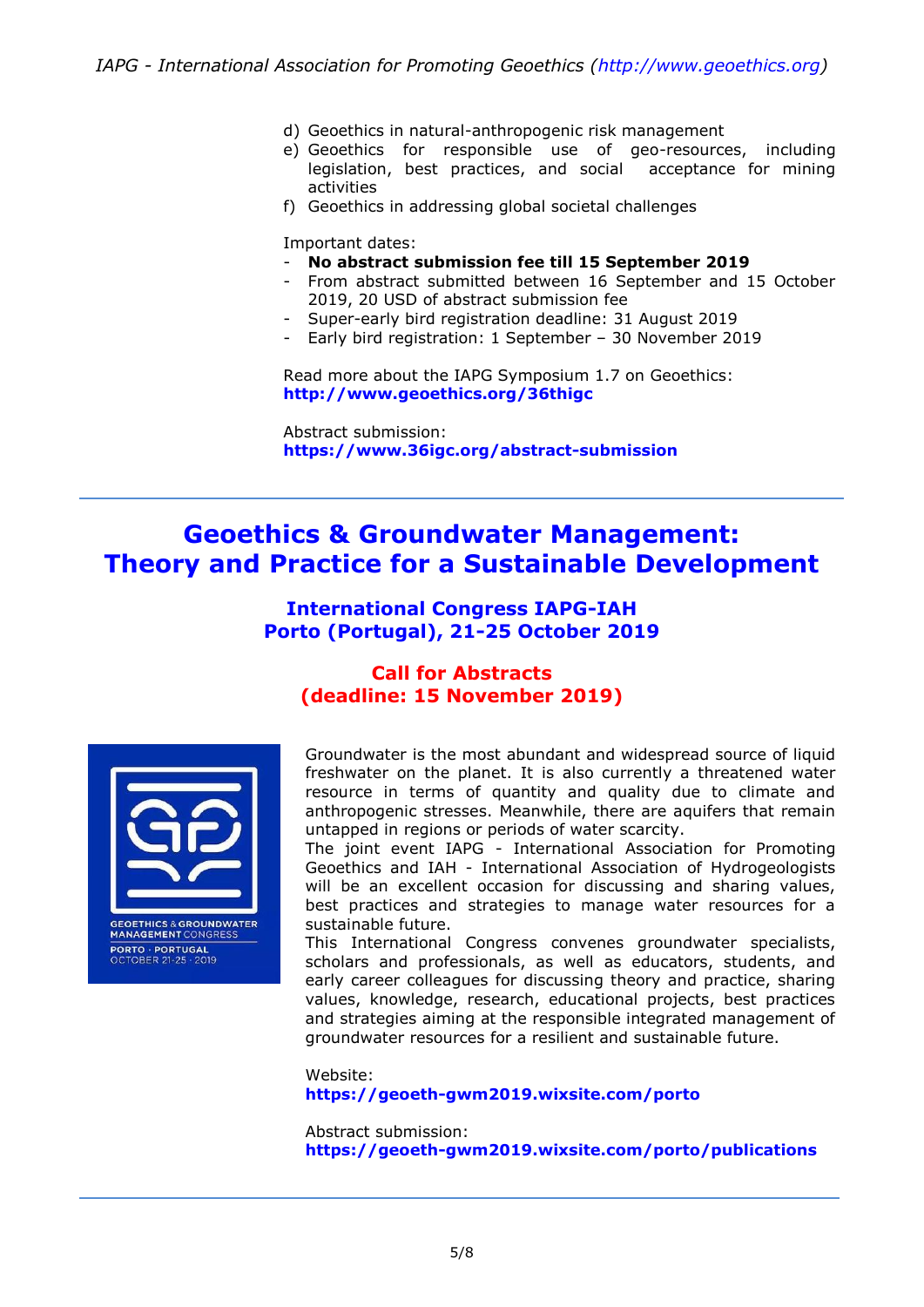d) Geoethics in natural-anthropogenic risk management
e) Geoethics for responsible use of geo-resources, including legislation, best practices, and social acceptance for mining activities
f) Geoethics in addressing global societal challenges

Important dates:

- **No abstract submission fee till 15 September 2019**
- From abstract submitted between 16 September and 15 October 2019, 20 USD of abstract submission fee
- Super-early bird registration deadline: 31 August 2019
- Early bird registration: 1 September – 30 November 2019

Read more about the IAPG Symposium 1.7 on Geoethics:
**http://www.geoethics.org/36thigc**

Abstract submission:
**https://www.36igc.org/abstract-submission**

---

# Geoethics & Groundwater Management: Theory and Practice for a Sustainable Development

## International Congress IAPG-IAH
## Porto (Portugal), 21-25 October 2019

### Call for Abstracts
### (deadline: 15 November 2019)

Groundwater is the most abundant and widespread source of liquid freshwater on the planet. It is also currently a threatened water resource in terms of quantity and quality due to climate and anthropogenic stresses. Meanwhile, there are aquifers that remain untapped in regions or periods of water scarcity.

The joint event IAPG - International Association for Promoting Geoethics and IAH - International Association of Hydrogeologists will be an excellent occasion for discussing and sharing values, best practices and strategies to manage water resources for a sustainable future.

This International Congress convenes groundwater specialists, scholars and professionals, as well as educators, students, and early career colleagues for discussing theory and practice, sharing values, knowledge, research, educational projects, best practices and strategies aiming at the responsible integrated management of groundwater resources for a resilient and sustainable future.

Website:
**https://geoeth-gwm2019.wixsite.com/porto**

Abstract submission:
**https://geoeth-gwm2019.wixsite.com/porto/publications**

---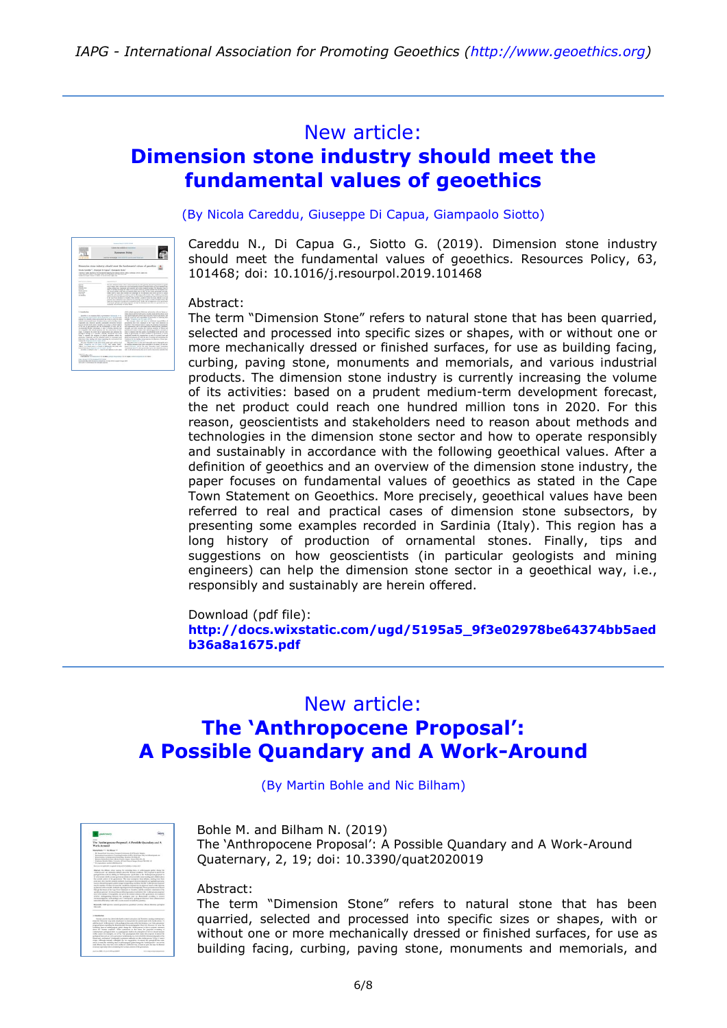## New article:
## Dimension stone industry should meet the fundamental values of geoethics

(By Nicola Careddu, Giuseppe Di Capua, Giampaolo Siotto)

Careddu N., Di Capua G., Siotto G. (2019). Dimension stone industry should meet the fundamental values of geoethics. Resources Policy, 63, 101468; doi: 10.1016/j.resourpol.2019.101468

Abstract:
The term "Dimension Stone" refers to natural stone that has been quarried, selected and processed into specific sizes or shapes, with or without one or more mechanically dressed or finished surfaces, for use as building facing, curbing, paving stone, monuments and memorials, and various industrial products. The dimension stone industry is currently increasing the volume of its activities: based on a prudent medium-term development forecast, the net product could reach one hundred million tons in 2020. For this reason, geoscientists and stakeholders need to reason about methods and technologies in the dimension stone sector and how to operate responsibly and sustainably in accordance with the following geoethical values. After a definition of geoethics and an overview of the dimension stone industry, the paper focuses on fundamental values of geoethics as stated in the Cape Town Statement on Geoethics. More precisely, geoethical values have been referred to real and practical cases of dimension stone subsectors, by presenting some examples recorded in Sardinia (Italy). This region has a long history of production of ornamental stones. Finally, tips and suggestions on how geoscientists (in particular geologists and mining engineers) can help the dimension stone sector in a geoethical way, i.e., responsibly and sustainably are herein offered.

Download (pdf file):
**http://docs.wixstatic.com/ugd/5195a5_9f3e02978be64374bb5aedb36a8a1675.pdf**

---

## New article:
## The 'Anthropocene Proposal': A Possible Quandary and A Work-Around

(By Martin Bohle and Nic Bilham)

Bohle M. and Bilham N. (2019)
The 'Anthropocene Proposal': A Possible Quandary and A Work-Around
Quaternary, 2, 19; doi: 10.3390/quat2020019

Abstract:
The term "Dimension Stone" refers to natural stone that has been quarried, selected and processed into specific sizes or shapes, with or without one or more mechanically dressed or finished surfaces, for use as building facing, curbing, paving stone, monuments and memorials, and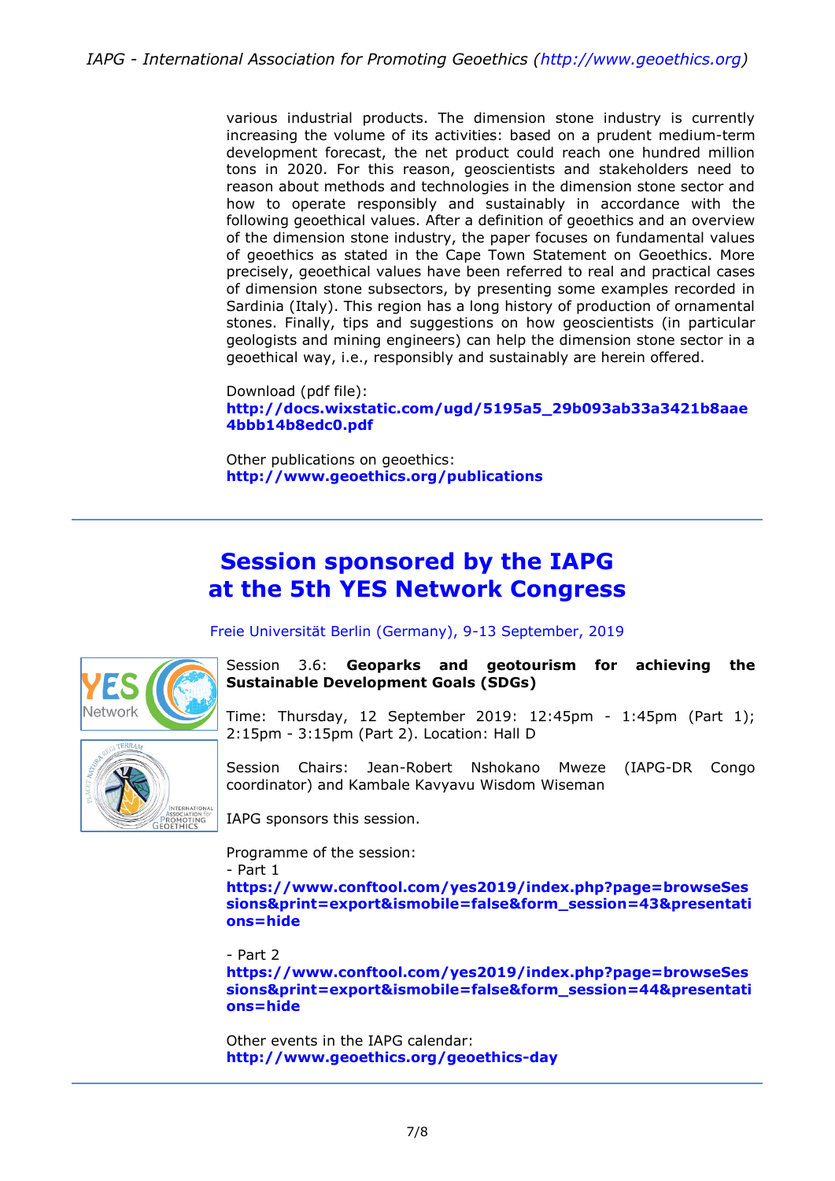various industrial products. The dimension stone industry is currently increasing the volume of its activities: based on a prudent medium-term development forecast, the net product could reach one hundred million tons in 2020. For this reason, geoscientists and stakeholders need to reason about methods and technologies in the dimension stone sector and how to operate responsibly and sustainably in accordance with the following geoethical values. After a definition of geoethics and an overview of the dimension stone industry, the paper focuses on fundamental values of geoethics as stated in the Cape Town Statement on Geoethics. More precisely, geoethical values have been referred to real and practical cases of dimension stone subsectors, by presenting some examples recorded in Sardinia (Italy). This region has a long history of production of ornamental stones. Finally, tips and suggestions on how geoscientists (in particular geologists and mining engineers) can help the dimension stone sector in a geoethical way, i.e., responsibly and sustainably are herein offered.

Download (pdf file):
**http://docs.wixstatic.com/ugd/5195a5_29b093ab33a3421b8aae4bbb14b8edc0.pdf**

Other publications on geoethics:
**http://www.geoethics.org/publications**

---

## Session sponsored by the IAPG at the 5th YES Network Congress

Freie Universität Berlin (Germany), 9-13 September, 2019

Session 3.6: **Geoparks and geotourism for achieving the Sustainable Development Goals (SDGs)**

Time: Thursday, 12 September 2019: 12:45pm - 1:45pm (Part 1); 2:15pm - 3:15pm (Part 2). Location: Hall D

Session Chairs: Jean-Robert Nshokano Mweze (IAPG-DR Congo coordinator) and Kambale Kavyavu Wisdom Wiseman

IAPG sponsors this session.

Programme of the session:
- Part 1
**https://www.conftool.com/yes2019/index.php?page=browseSessions&print=export&ismobile=false&form_session=43&presentations=hide**

- Part 2
**https://www.conftool.com/yes2019/index.php?page=browseSessions&print=export&ismobile=false&form_session=44&presentations=hide**

Other events in the IAPG calendar:
**http://www.geoethics.org/geoethics-day**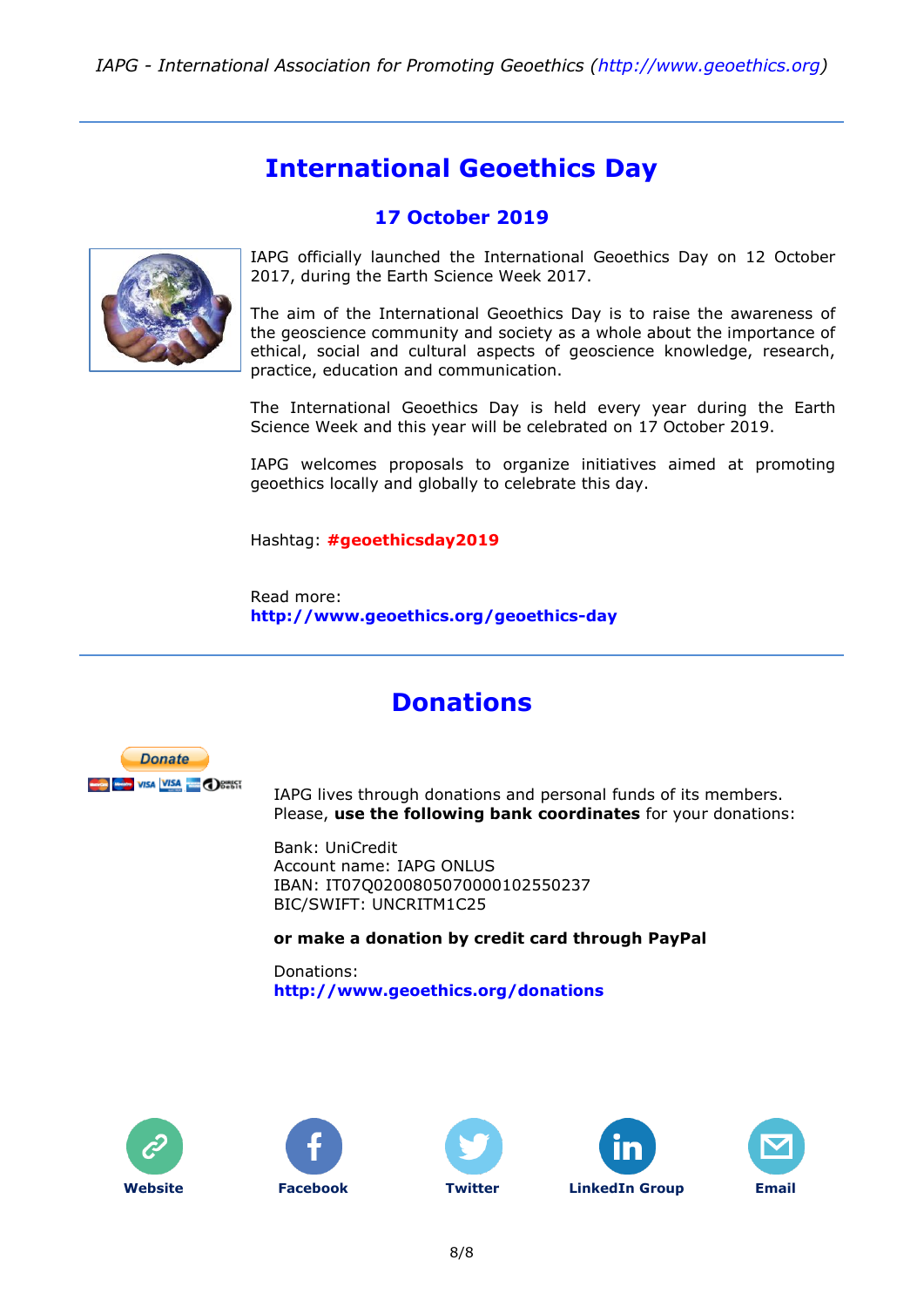# International Geoethics Day

### 17 October 2019

IAPG officially launched the International Geoethics Day on 12 October 2017, during the Earth Science Week 2017.

The aim of the International Geoethics Day is to raise the awareness of the geoscience community and society as a whole about the importance of ethical, social and cultural aspects of geoscience knowledge, research, practice, education and communication.

The International Geoethics Day is held every year during the Earth Science Week and this year will be celebrated on 17 October 2019.

IAPG welcomes proposals to organize initiatives aimed at promoting geoethics locally and globally to celebrate this day.

Hashtag: **#geoethicsday2019**

Read more:
**http://www.geoethics.org/geoethics-day**

# Donations

IAPG lives through donations and personal funds of its members.
Please, **use the following bank coordinates** for your donations:

Bank: UniCredit
Account name: IAPG ONLUS
IBAN: IT07Q0200805070000102550237
BIC/SWIFT: UNCRITM1C25

**or make a donation by credit card through PayPal**

Donations:
**http://www.geoethics.org/donations**

**Website** **Facebook** **Twitter** **LinkedIn Group** **Email**